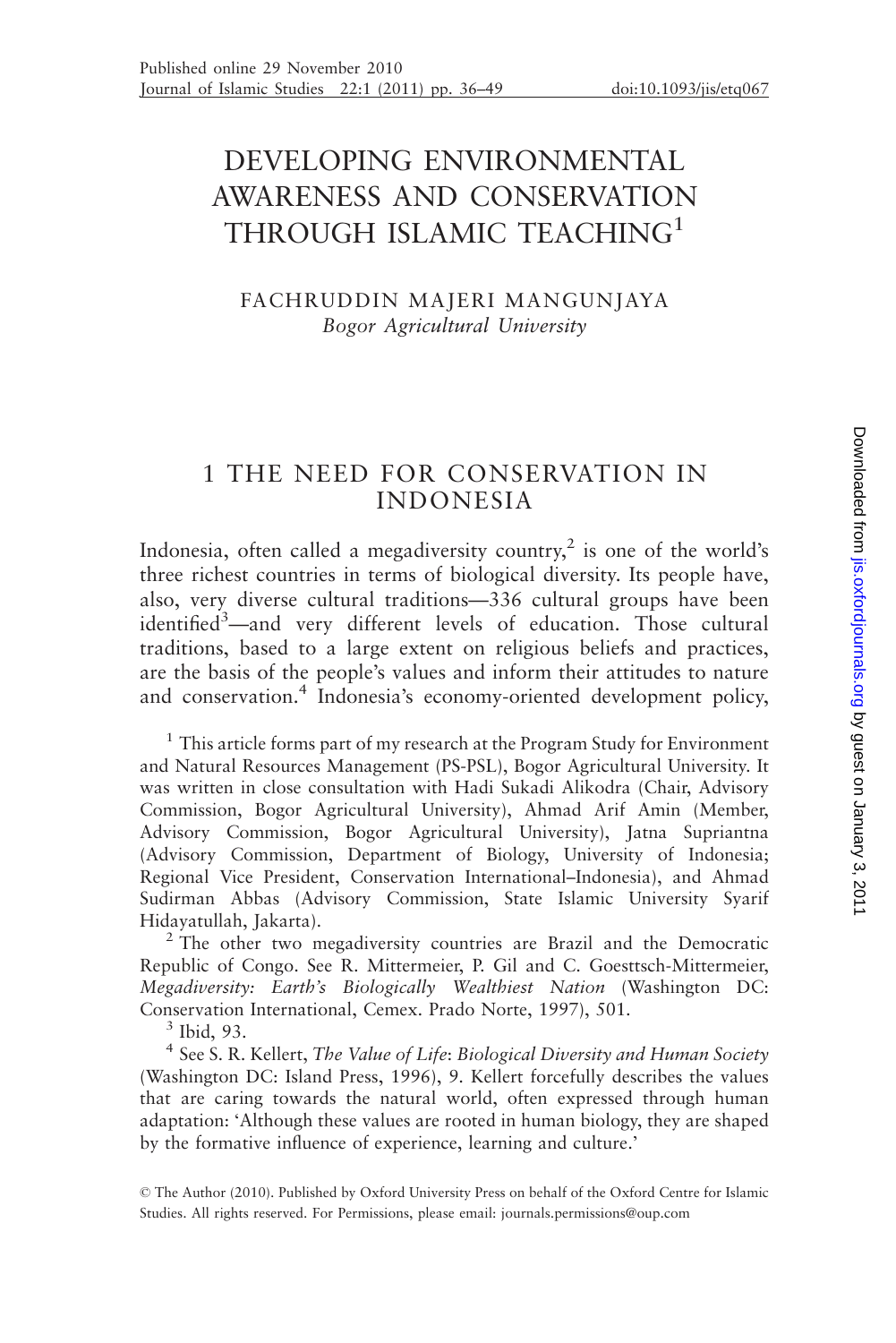# DEVELOPING ENVIRONMENTAL AWARENESS AND CONSERVATION THROUGH ISLAMIC TEACHING[1]

FACHRUDDIN MAJERI MANGUNJAYA
*Bogor Agricultural University*

## 1 THE NEED FOR CONSERVATION IN INDONESIA

Indonesia, often called a megadiversity country,[2] is one of the world's three richest countries in terms of biological diversity. Its people have, also, very diverse cultural traditions—336 cultural groups have been identified[3]—and very different levels of education. Those cultural traditions, based to a large extent on religious beliefs and practices, are the basis of the people's values and inform their attitudes to nature and conservation.[4] Indonesia's economy-oriented development policy,

[1] This article forms part of my research at the Program Study for Environment and Natural Resources Management (PS-PSL), Bogor Agricultural University. It was written in close consultation with Hadi Sukadi Alikodra (Chair, Advisory Commission, Bogor Agricultural University), Ahmad Arif Amin (Member, Advisory Commission, Bogor Agricultural University), Jatna Supriantna (Advisory Commission, Department of Biology, University of Indonesia; Regional Vice President, Conservation International–Indonesia), and Ahmad Sudirman Abbas (Advisory Commission, State Islamic University Syarif Hidayatullah, Jakarta).

[2] The other two megadiversity countries are Brazil and the Democratic Republic of Congo. See R. Mittermeier, P. Gil and C. Goesttsch-Mittermeier, *Megadiversity: Earth's Biologically Wealthiest Nation* (Washington DC: Conservation International, Cemex. Prado Norte, 1997), 501.

[3] Ibid, 93.

[4] See S. R. Kellert, *The Value of Life: Biological Diversity and Human Society* (Washington DC: Island Press, 1996), 9. Kellert forcefully describes the values that are caring towards the natural world, often expressed through human adaptation: 'Although these values are rooted in human biology, they are shaped by the formative influence of experience, learning and culture.'

© The Author (2010). Published by Oxford University Press on behalf of the Oxford Centre for Islamic Studies. All rights reserved. For Permissions, please email: journals.permissions@oup.com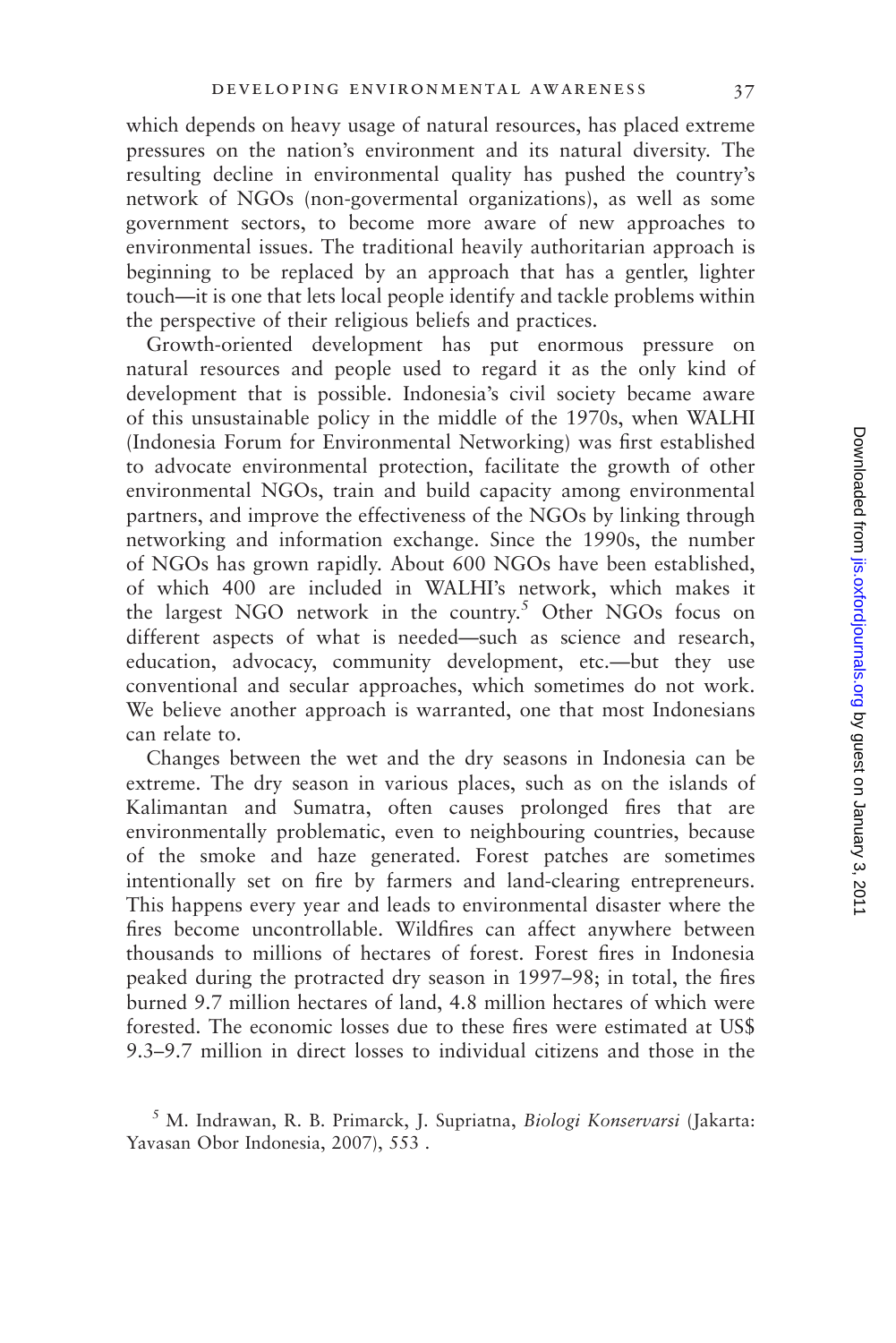which depends on heavy usage of natural resources, has placed extreme pressures on the nation's environment and its natural diversity. The resulting decline in environmental quality has pushed the country's network of NGOs (non-govermental organizations), as well as some government sectors, to become more aware of new approaches to environmental issues. The traditional heavily authoritarian approach is beginning to be replaced by an approach that has a gentler, lighter touch—it is one that lets local people identify and tackle problems within the perspective of their religious beliefs and practices.

Growth-oriented development has put enormous pressure on natural resources and people used to regard it as the only kind of development that is possible. Indonesia's civil society became aware of this unsustainable policy in the middle of the 1970s, when WALHI (Indonesia Forum for Environmental Networking) was first established to advocate environmental protection, facilitate the growth of other environmental NGOs, train and build capacity among environmental partners, and improve the effectiveness of the NGOs by linking through networking and information exchange. Since the 1990s, the number of NGOs has grown rapidly. About 600 NGOs have been established, of which 400 are included in WALHI's network, which makes it the largest NGO network in the country.[5] Other NGOs focus on different aspects of what is needed—such as science and research, education, advocacy, community development, etc.—but they use conventional and secular approaches, which sometimes do not work. We believe another approach is warranted, one that most Indonesians can relate to.

Changes between the wet and the dry seasons in Indonesia can be extreme. The dry season in various places, such as on the islands of Kalimantan and Sumatra, often causes prolonged fires that are environmentally problematic, even to neighbouring countries, because of the smoke and haze generated. Forest patches are sometimes intentionally set on fire by farmers and land-clearing entrepreneurs. This happens every year and leads to environmental disaster where the fires become uncontrollable. Wildfires can affect anywhere between thousands to millions of hectares of forest. Forest fires in Indonesia peaked during the protracted dry season in 1997–98; in total, the fires burned 9.7 million hectares of land, 4.8 million hectares of which were forested. The economic losses due to these fires were estimated at US$ 9.3–9.7 million in direct losses to individual citizens and those in the

[5] M. Indrawan, R. B. Primarck, J. Supriatna, *Biologi Konservarsi* (Jakarta: Yavasan Obor Indonesia, 2007), 553 .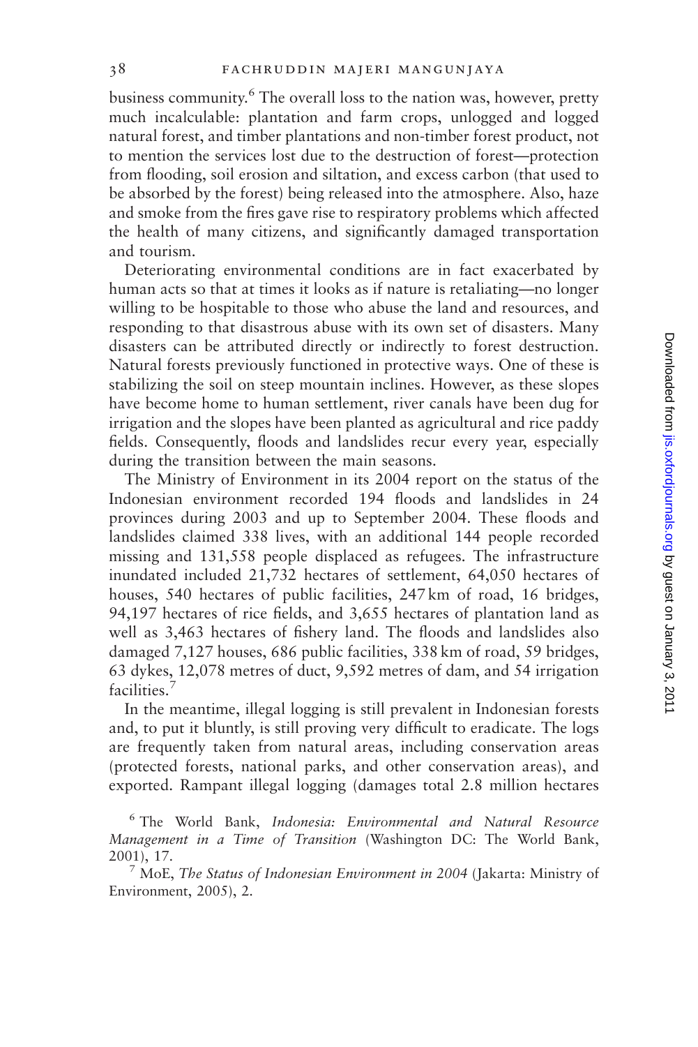business community.[6] The overall loss to the nation was, however, pretty much incalculable: plantation and farm crops, unlogged and logged natural forest, and timber plantations and non-timber forest product, not to mention the services lost due to the destruction of forest—protection from flooding, soil erosion and siltation, and excess carbon (that used to be absorbed by the forest) being released into the atmosphere. Also, haze and smoke from the fires gave rise to respiratory problems which affected the health of many citizens, and significantly damaged transportation and tourism.

Deteriorating environmental conditions are in fact exacerbated by human acts so that at times it looks as if nature is retaliating—no longer willing to be hospitable to those who abuse the land and resources, and responding to that disastrous abuse with its own set of disasters. Many disasters can be attributed directly or indirectly to forest destruction. Natural forests previously functioned in protective ways. One of these is stabilizing the soil on steep mountain inclines. However, as these slopes have become home to human settlement, river canals have been dug for irrigation and the slopes have been planted as agricultural and rice paddy fields. Consequently, floods and landslides recur every year, especially during the transition between the main seasons.

The Ministry of Environment in its 2004 report on the status of the Indonesian environment recorded 194 floods and landslides in 24 provinces during 2003 and up to September 2004. These floods and landslides claimed 338 lives, with an additional 144 people recorded missing and 131,558 people displaced as refugees. The infrastructure inundated included 21,732 hectares of settlement, 64,050 hectares of houses, 540 hectares of public facilities, 247 km of road, 16 bridges, 94,197 hectares of rice fields, and 3,655 hectares of plantation land as well as 3,463 hectares of fishery land. The floods and landslides also damaged 7,127 houses, 686 public facilities, 338 km of road, 59 bridges, 63 dykes, 12,078 metres of duct, 9,592 metres of dam, and 54 irrigation facilities.[7]

In the meantime, illegal logging is still prevalent in Indonesian forests and, to put it bluntly, is still proving very difficult to eradicate. The logs are frequently taken from natural areas, including conservation areas (protected forests, national parks, and other conservation areas), and exported. Rampant illegal logging (damages total 2.8 million hectares

[6] The World Bank, *Indonesia: Environmental and Natural Resource Management in a Time of Transition* (Washington DC: The World Bank, 2001), 17.

[7] MoE, *The Status of Indonesian Environment in 2004* (Jakarta: Ministry of Environment, 2005), 2.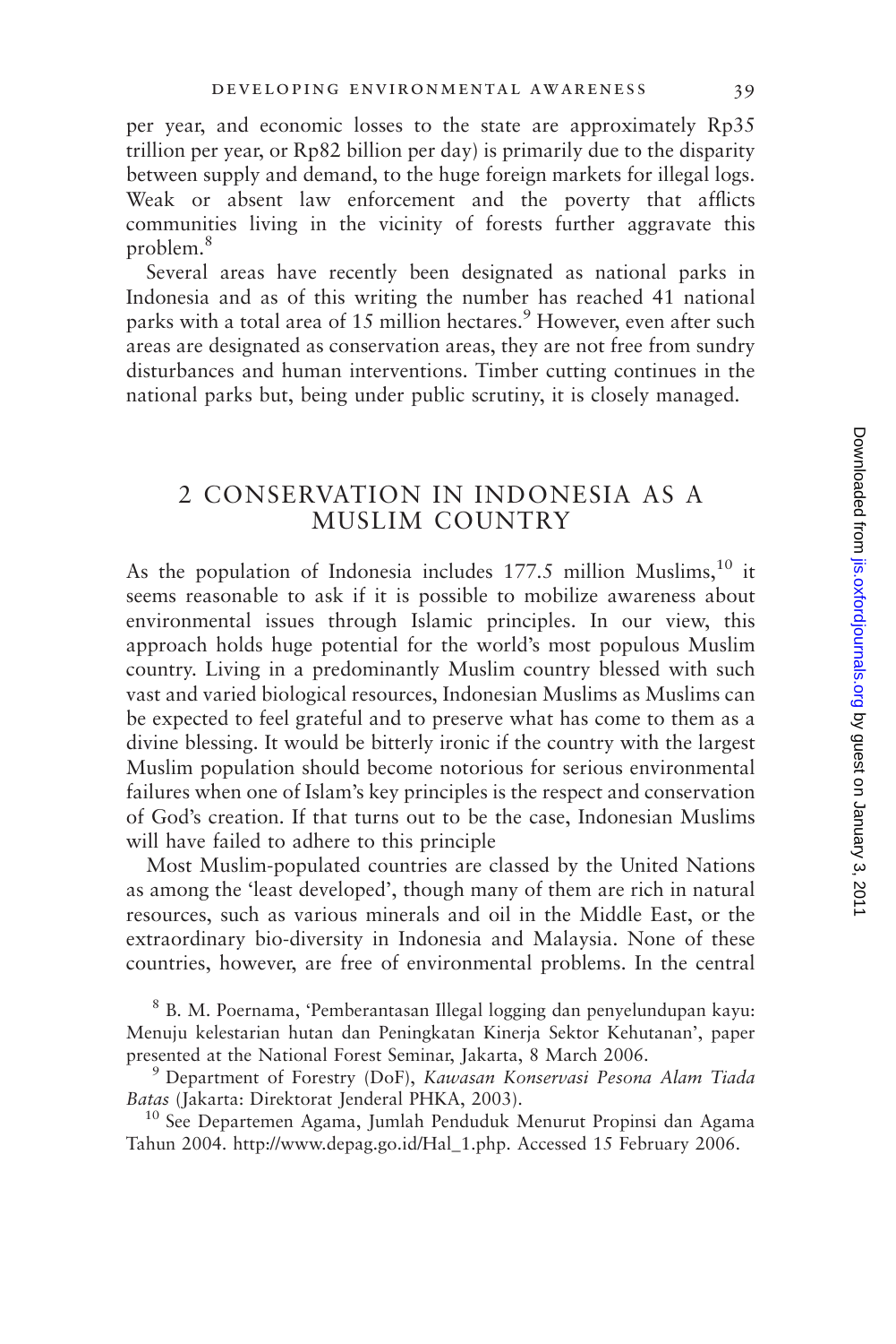per year, and economic losses to the state are approximately Rp35 trillion per year, or Rp82 billion per day) is primarily due to the disparity between supply and demand, to the huge foreign markets for illegal logs. Weak or absent law enforcement and the poverty that afflicts communities living in the vicinity of forests further aggravate this problem.[8]

Several areas have recently been designated as national parks in Indonesia and as of this writing the number has reached 41 national parks with a total area of 15 million hectares.[9] However, even after such areas are designated as conservation areas, they are not free from sundry disturbances and human interventions. Timber cutting continues in the national parks but, being under public scrutiny, it is closely managed.

## 2 CONSERVATION IN INDONESIA AS A MUSLIM COUNTRY

As the population of Indonesia includes 177.5 million Muslims,[10] it seems reasonable to ask if it is possible to mobilize awareness about environmental issues through Islamic principles. In our view, this approach holds huge potential for the world's most populous Muslim country. Living in a predominantly Muslim country blessed with such vast and varied biological resources, Indonesian Muslims as Muslims can be expected to feel grateful and to preserve what has come to them as a divine blessing. It would be bitterly ironic if the country with the largest Muslim population should become notorious for serious environmental failures when one of Islam's key principles is the respect and conservation of God's creation. If that turns out to be the case, Indonesian Muslims will have failed to adhere to this principle

Most Muslim-populated countries are classed by the United Nations as among the 'least developed', though many of them are rich in natural resources, such as various minerals and oil in the Middle East, or the extraordinary bio-diversity in Indonesia and Malaysia. None of these countries, however, are free of environmental problems. In the central

[8] B. M. Poernama, 'Pemberantasan Illegal logging dan penyelundupan kayu: Menuju kelestarian hutan dan Peningkatan Kinerja Sektor Kehutanan', paper presented at the National Forest Seminar, Jakarta, 8 March 2006.

[9] Department of Forestry (DoF), *Kawasan Konservasi Pesona Alam Tiada Batas* (Jakarta: Direktorat Jenderal PHKA, 2003).

[10] See Departemen Agama, Jumlah Penduduk Menurut Propinsi dan Agama Tahun 2004. http://www.depag.go.id/Hal_1.php. Accessed 15 February 2006.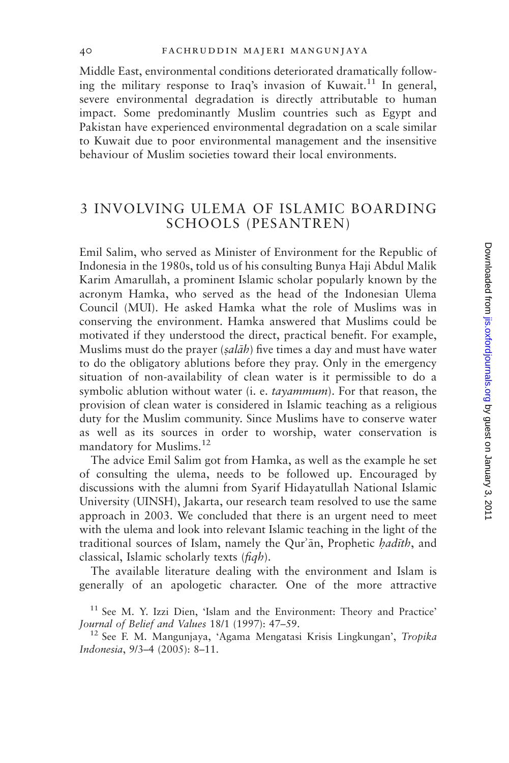Middle East, environmental conditions deteriorated dramatically following the military response to Iraq's invasion of Kuwait.[11] In general, severe environmental degradation is directly attributable to human impact. Some predominantly Muslim countries such as Egypt and Pakistan have experienced environmental degradation on a scale similar to Kuwait due to poor environmental management and the insensitive behaviour of Muslim societies toward their local environments.

## 3 INVOLVING ULEMA OF ISLAMIC BOARDING SCHOOLS (PESANTREN)

Emil Salim, who served as Minister of Environment for the Republic of Indonesia in the 1980s, told us of his consulting Bunya Haji Abdul Malik Karim Amarullah, a prominent Islamic scholar popularly known by the acronym Hamka, who served as the head of the Indonesian Ulema Council (MUI). He asked Hamka what the role of Muslims was in conserving the environment. Hamka answered that Muslims could be motivated if they understood the direct, practical benefit. For example, Muslims must do the prayer (*ṣalāh*) five times a day and must have water to do the obligatory ablutions before they pray. Only in the emergency situation of non-availability of clean water is it permissible to do a symbolic ablution without water (i. e. *tayammum*). For that reason, the provision of clean water is considered in Islamic teaching as a religious duty for the Muslim community. Since Muslims have to conserve water as well as its sources in order to worship, water conservation is mandatory for Muslims.[12]

The advice Emil Salim got from Hamka, as well as the example he set of consulting the ulema, needs to be followed up. Encouraged by discussions with the alumni from Syarif Hidayatullah National Islamic University (UINSH), Jakarta, our research team resolved to use the same approach in 2003. We concluded that there is an urgent need to meet with the ulema and look into relevant Islamic teaching in the light of the traditional sources of Islam, namely the Qurʾān, Prophetic *ḥadīth*, and classical, Islamic scholarly texts (*fiqh*).

The available literature dealing with the environment and Islam is generally of an apologetic character. One of the more attractive

[11] See M. Y. Izzi Dien, 'Islam and the Environment: Theory and Practice' *Journal of Belief and Values* 18/1 (1997): 47–59.

[12] See F. M. Mangunjaya, 'Agama Mengatasi Krisis Lingkungan', *Tropika Indonesia*, 9/3–4 (2005): 8–11.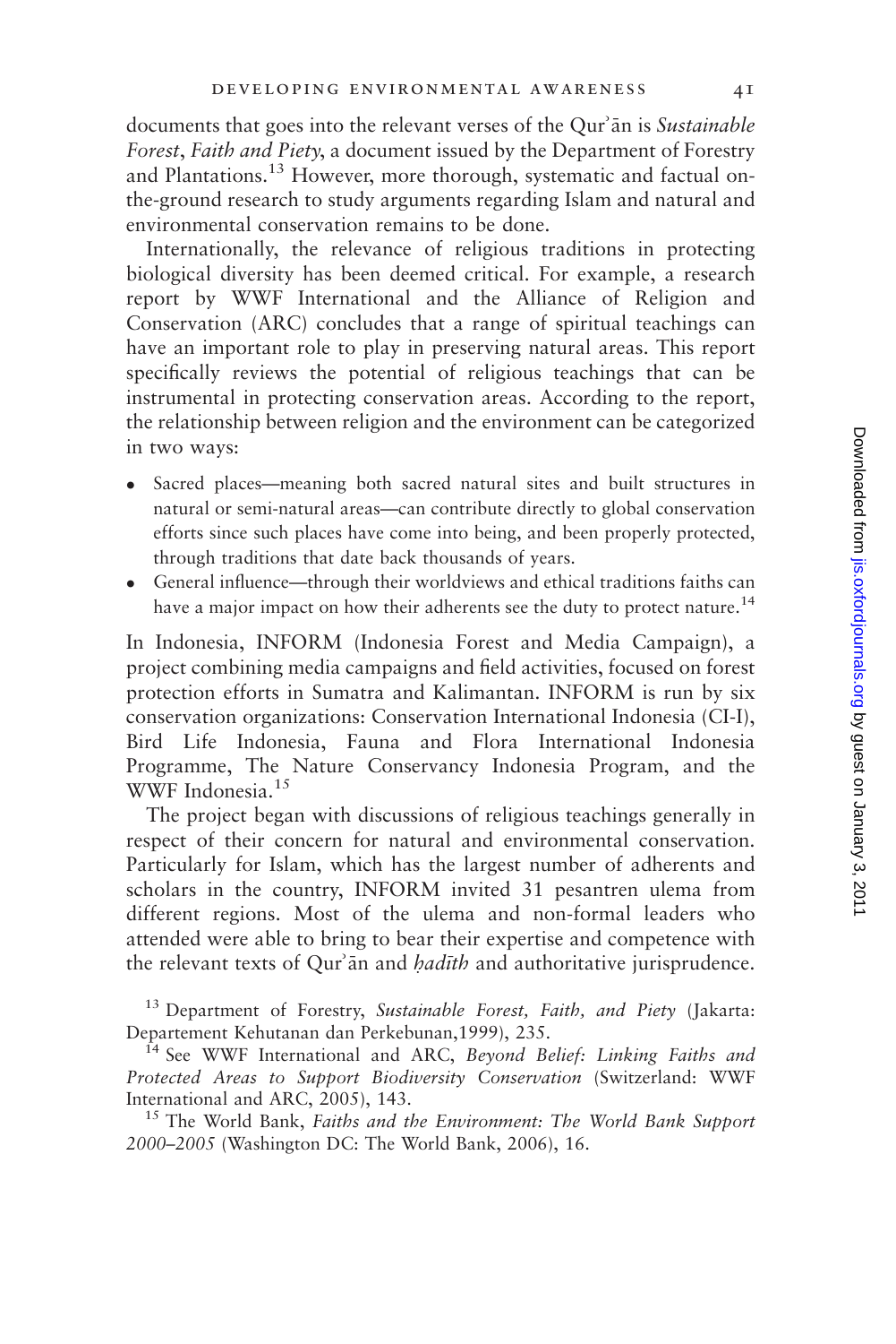documents that goes into the relevant verses of the Qurʾān is *Sustainable Forest, Faith and Piety*, a document issued by the Department of Forestry and Plantations.[13] However, more thorough, systematic and factual on-the-ground research to study arguments regarding Islam and natural and environmental conservation remains to be done.

Internationally, the relevance of religious traditions in protecting biological diversity has been deemed critical. For example, a research report by WWF International and the Alliance of Religion and Conservation (ARC) concludes that a range of spiritual teachings can have an important role to play in preserving natural areas. This report specifically reviews the potential of religious teachings that can be instrumental in protecting conservation areas. According to the report, the relationship between religion and the environment can be categorized in two ways:

- Sacred places—meaning both sacred natural sites and built structures in natural or semi-natural areas—can contribute directly to global conservation efforts since such places have come into being, and been properly protected, through traditions that date back thousands of years.
- General influence—through their worldviews and ethical traditions faiths can have a major impact on how their adherents see the duty to protect nature.[14]

In Indonesia, INFORM (Indonesia Forest and Media Campaign), a project combining media campaigns and field activities, focused on forest protection efforts in Sumatra and Kalimantan. INFORM is run by six conservation organizations: Conservation International Indonesia (CI-I), Bird Life Indonesia, Fauna and Flora International Indonesia Programme, The Nature Conservancy Indonesia Program, and the WWF Indonesia.[15]

The project began with discussions of religious teachings generally in respect of their concern for natural and environmental conservation. Particularly for Islam, which has the largest number of adherents and scholars in the country, INFORM invited 31 pesantren ulema from different regions. Most of the ulema and non-formal leaders who attended were able to bring to bear their expertise and competence with the relevant texts of Qurʾān and *ḥadīth* and authoritative jurisprudence.

[13] Department of Forestry, *Sustainable Forest, Faith, and Piety* (Jakarta: Departement Kehutanan dan Perkebunan,1999), 235.

[14] See WWF International and ARC, *Beyond Belief: Linking Faiths and Protected Areas to Support Biodiversity Conservation* (Switzerland: WWF International and ARC, 2005), 143.

[15] The World Bank, *Faiths and the Environment: The World Bank Support 2000–2005* (Washington DC: The World Bank, 2006), 16.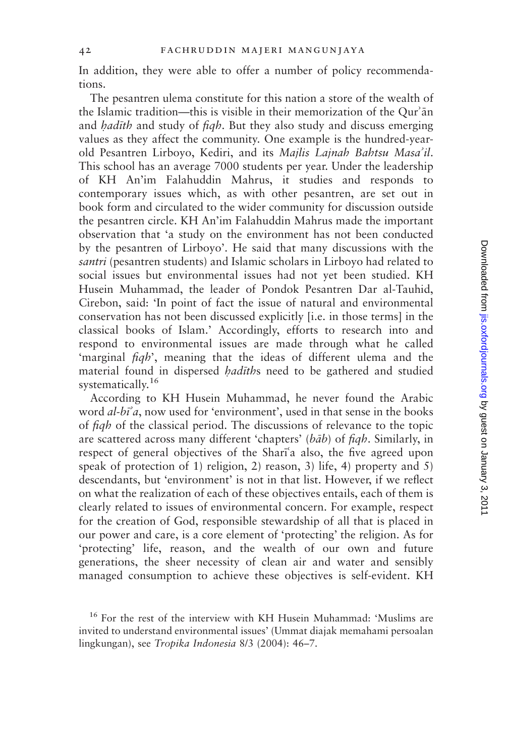In addition, they were able to offer a number of policy recommendations.

The pesantren ulema constitute for this nation a store of the wealth of the Islamic tradition—this is visible in their memorization of the Qurʾān and *ḥadīth* and study of *fiqh*. But they also study and discuss emerging values as they affect the community. One example is the hundred-year-old Pesantren Lirboyo, Kediri, and its *Majlis Lajnah Bahtsu Masaʾil*. This school has an average 7000 students per year. Under the leadership of KH An'im Falahuddin Mahrus, it studies and responds to contemporary issues which, as with other pesantren, are set out in book form and circulated to the wider community for discussion outside the pesantren circle. KH An'im Falahuddin Mahrus made the important observation that 'a study on the environment has not been conducted by the pesantren of Lirboyo'. He said that many discussions with the *santri* (pesantren students) and Islamic scholars in Lirboyo had related to social issues but environmental issues had not yet been studied. KH Husein Muhammad, the leader of Pondok Pesantren Dar al-Tauhid, Cirebon, said: 'In point of fact the issue of natural and environmental conservation has not been discussed explicitly [i.e. in those terms] in the classical books of Islam.' Accordingly, efforts to research into and respond to environmental issues are made through what he called 'marginal *fiqh*', meaning that the ideas of different ulema and the material found in dispersed *ḥadīth*s need to be gathered and studied systematically.[16]

According to KH Husein Muhammad, he never found the Arabic word *al-bīʾa*, now used for 'environment', used in that sense in the books of *fiqh* of the classical period. The discussions of relevance to the topic are scattered across many different 'chapters' (*bāb*) of *fiqh*. Similarly, in respect of general objectives of the Sharīʿa also, the five agreed upon speak of protection of 1) religion, 2) reason, 3) life, 4) property and 5) descendants, but 'environment' is not in that list. However, if we reflect on what the realization of each of these objectives entails, each of them is clearly related to issues of environmental concern. For example, respect for the creation of God, responsible stewardship of all that is placed in our power and care, is a core element of 'protecting' the religion. As for 'protecting' life, reason, and the wealth of our own and future generations, the sheer necessity of clean air and water and sensibly managed consumption to achieve these objectives is self-evident. KH

[16] For the rest of the interview with KH Husein Muhammad: 'Muslims are invited to understand environmental issues' (Ummat diajak memahami persoalan lingkungan), see *Tropika Indonesia* 8/3 (2004): 46–7.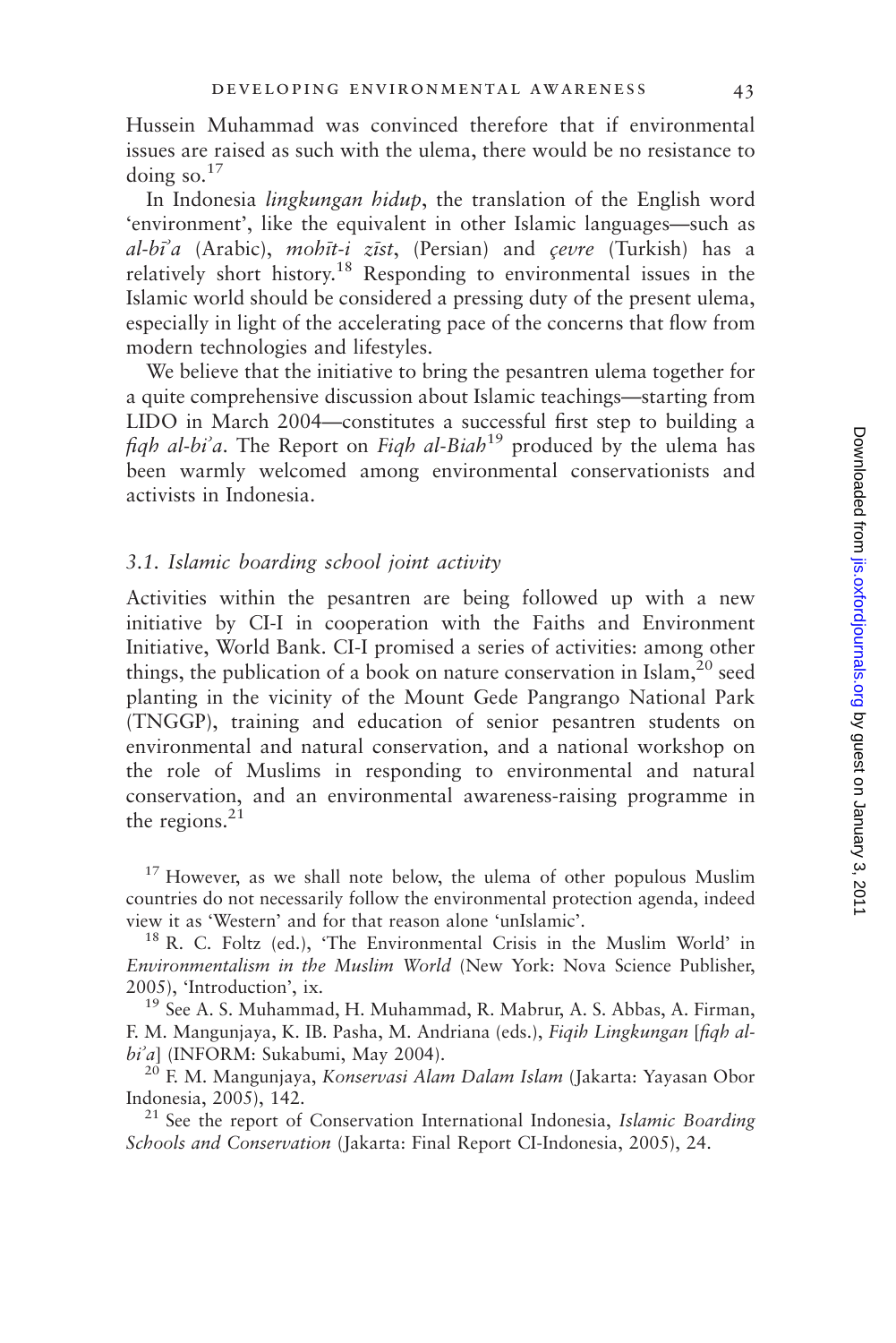Hussein Muhammad was convinced therefore that if environmental issues are raised as such with the ulema, there would be no resistance to doing so.[17]

In Indonesia *lingkungan hidup*, the translation of the English word 'environment', like the equivalent in other Islamic languages—such as *al-bī'a* (Arabic), *mohīt-i zīst*, (Persian) and *çevre* (Turkish) has a relatively short history.[18] Responding to environmental issues in the Islamic world should be considered a pressing duty of the present ulema, especially in light of the accelerating pace of the concerns that flow from modern technologies and lifestyles.

We believe that the initiative to bring the pesantren ulema together for a quite comprehensive discussion about Islamic teachings—starting from LIDO in March 2004—constitutes a successful first step to building a *fiqh al-bi'a*. The Report on *Fiqh al-Biah*[19] produced by the ulema has been warmly welcomed among environmental conservationists and activists in Indonesia.

### 3.1. *Islamic boarding school joint activity*

Activities within the pesantren are being followed up with a new initiative by CI-I in cooperation with the Faiths and Environment Initiative, World Bank. CI-I promised a series of activities: among other things, the publication of a book on nature conservation in Islam,[20] seed planting in the vicinity of the Mount Gede Pangrango National Park (TNGGP), training and education of senior pesantren students on environmental and natural conservation, and a national workshop on the role of Muslims in responding to environmental and natural conservation, and an environmental awareness-raising programme in the regions.[21]

---

[17] However, as we shall note below, the ulema of other populous Muslim countries do not necessarily follow the environmental protection agenda, indeed view it as 'Western' and for that reason alone 'unIslamic'.

[18] R. C. Foltz (ed.), 'The Environmental Crisis in the Muslim World' in *Environmentalism in the Muslim World* (New York: Nova Science Publisher, 2005), 'Introduction', ix.

[19] See A. S. Muhammad, H. Muhammad, R. Mabrur, A. S. Abbas, A. Firman, F. M. Mangunjaya, K. IB. Pasha, M. Andriana (eds.), *Fiqih Lingkungan* [*fiqh al-bi'a*] (INFORM: Sukabumi, May 2004).

[20] F. M. Mangunjaya, *Konservasi Alam Dalam Islam* (Jakarta: Yayasan Obor Indonesia, 2005), 142.

[21] See the report of Conservation International Indonesia, *Islamic Boarding Schools and Conservation* (Jakarta: Final Report CI-Indonesia, 2005), 24.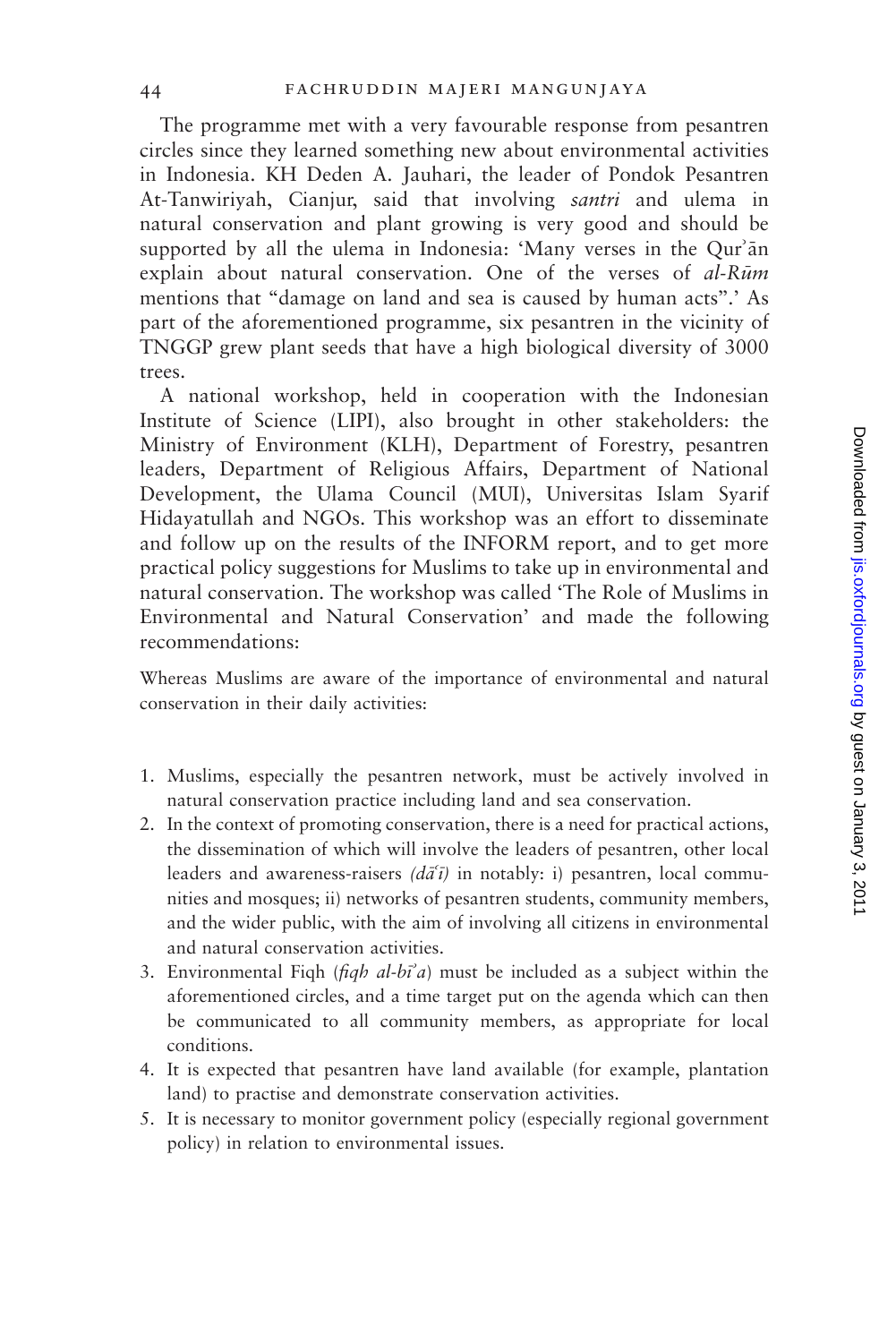The programme met with a very favourable response from pesantren circles since they learned something new about environmental activities in Indonesia. KH Deden A. Jauhari, the leader of Pondok Pesantren At-Tanwiriyah, Cianjur, said that involving *santri* and ulema in natural conservation and plant growing is very good and should be supported by all the ulema in Indonesia: 'Many verses in the Qurʾān explain about natural conservation. One of the verses of *al-Rūm* mentions that "damage on land and sea is caused by human acts".' As part of the aforementioned programme, six pesantren in the vicinity of TNGGP grew plant seeds that have a high biological diversity of 3000 trees.

A national workshop, held in cooperation with the Indonesian Institute of Science (LIPI), also brought in other stakeholders: the Ministry of Environment (KLH), Department of Forestry, pesantren leaders, Department of Religious Affairs, Department of National Development, the Ulama Council (MUI), Universitas Islam Syarif Hidayatullah and NGOs. This workshop was an effort to disseminate and follow up on the results of the INFORM report, and to get more practical policy suggestions for Muslims to take up in environmental and natural conservation. The workshop was called 'The Role of Muslims in Environmental and Natural Conservation' and made the following recommendations:

Whereas Muslims are aware of the importance of environmental and natural conservation in their daily activities:

1. Muslims, especially the pesantren network, must be actively involved in natural conservation practice including land and sea conservation.
2. In the context of promoting conservation, there is a need for practical actions, the dissemination of which will involve the leaders of pesantren, other local leaders and awareness-raisers *(dāʿī)* in notably: i) pesantren, local communities and mosques; ii) networks of pesantren students, community members, and the wider public, with the aim of involving all citizens in environmental and natural conservation activities.
3. Environmental Fiqh (*fiqh al-bīʾa*) must be included as a subject within the aforementioned circles, and a time target put on the agenda which can then be communicated to all community members, as appropriate for local conditions.
4. It is expected that pesantren have land available (for example, plantation land) to practise and demonstrate conservation activities.
5. It is necessary to monitor government policy (especially regional government policy) in relation to environmental issues.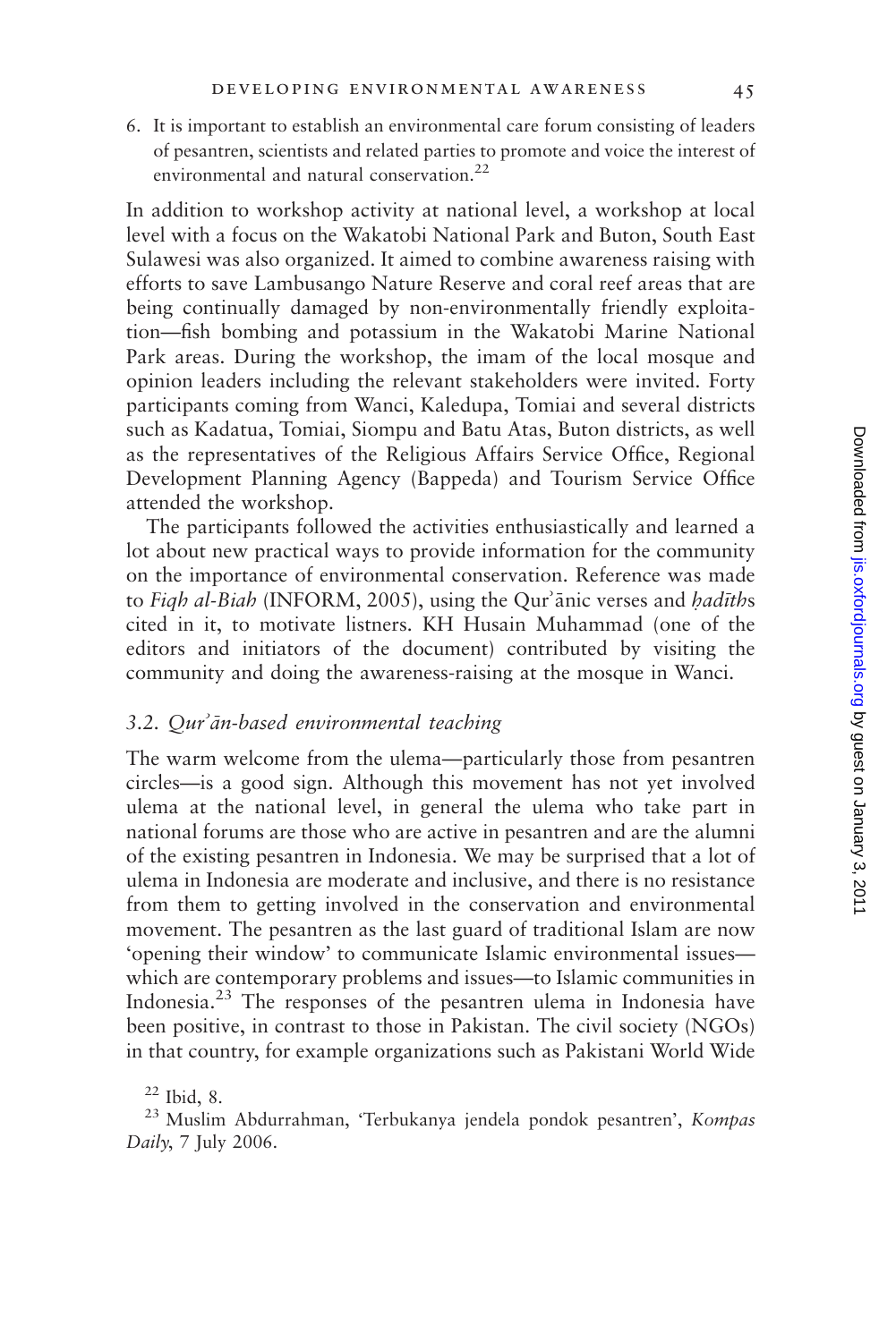6. It is important to establish an environmental care forum consisting of leaders of pesantren, scientists and related parties to promote and voice the interest of environmental and natural conservation.[22]

In addition to workshop activity at national level, a workshop at local level with a focus on the Wakatobi National Park and Buton, South East Sulawesi was also organized. It aimed to combine awareness raising with efforts to save Lambusango Nature Reserve and coral reef areas that are being continually damaged by non-environmentally friendly exploitation—fish bombing and potassium in the Wakatobi Marine National Park areas. During the workshop, the imam of the local mosque and opinion leaders including the relevant stakeholders were invited. Forty participants coming from Wanci, Kaledupa, Tomiai and several districts such as Kadatua, Tomiai, Siompu and Batu Atas, Buton districts, as well as the representatives of the Religious Affairs Service Office, Regional Development Planning Agency (Bappeda) and Tourism Service Office attended the workshop.

The participants followed the activities enthusiastically and learned a lot about new practical ways to provide information for the community on the importance of environmental conservation. Reference was made to *Fiqh al-Biah* (INFORM, 2005), using the Qurʾānic verses and *ḥadīth*s cited in it, to motivate listners. KH Husain Muhammad (one of the editors and initiators of the document) contributed by visiting the community and doing the awareness-raising at the mosque in Wanci.

### *3.2. Qurʾān-based environmental teaching*

The warm welcome from the ulema—particularly those from pesantren circles—is a good sign. Although this movement has not yet involved ulema at the national level, in general the ulema who take part in national forums are those who are active in pesantren and are the alumni of the existing pesantren in Indonesia. We may be surprised that a lot of ulema in Indonesia are moderate and inclusive, and there is no resistance from them to getting involved in the conservation and environmental movement. The pesantren as the last guard of traditional Islam are now 'opening their window' to communicate Islamic environmental issues—which are contemporary problems and issues—to Islamic communities in Indonesia.[23] The responses of the pesantren ulema in Indonesia have been positive, in contrast to those in Pakistan. The civil society (NGOs) in that country, for example organizations such as Pakistani World Wide

[22] Ibid, 8.

[23] Muslim Abdurrahman, 'Terbukanya jendela pondok pesantren', *Kompas Daily*, 7 July 2006.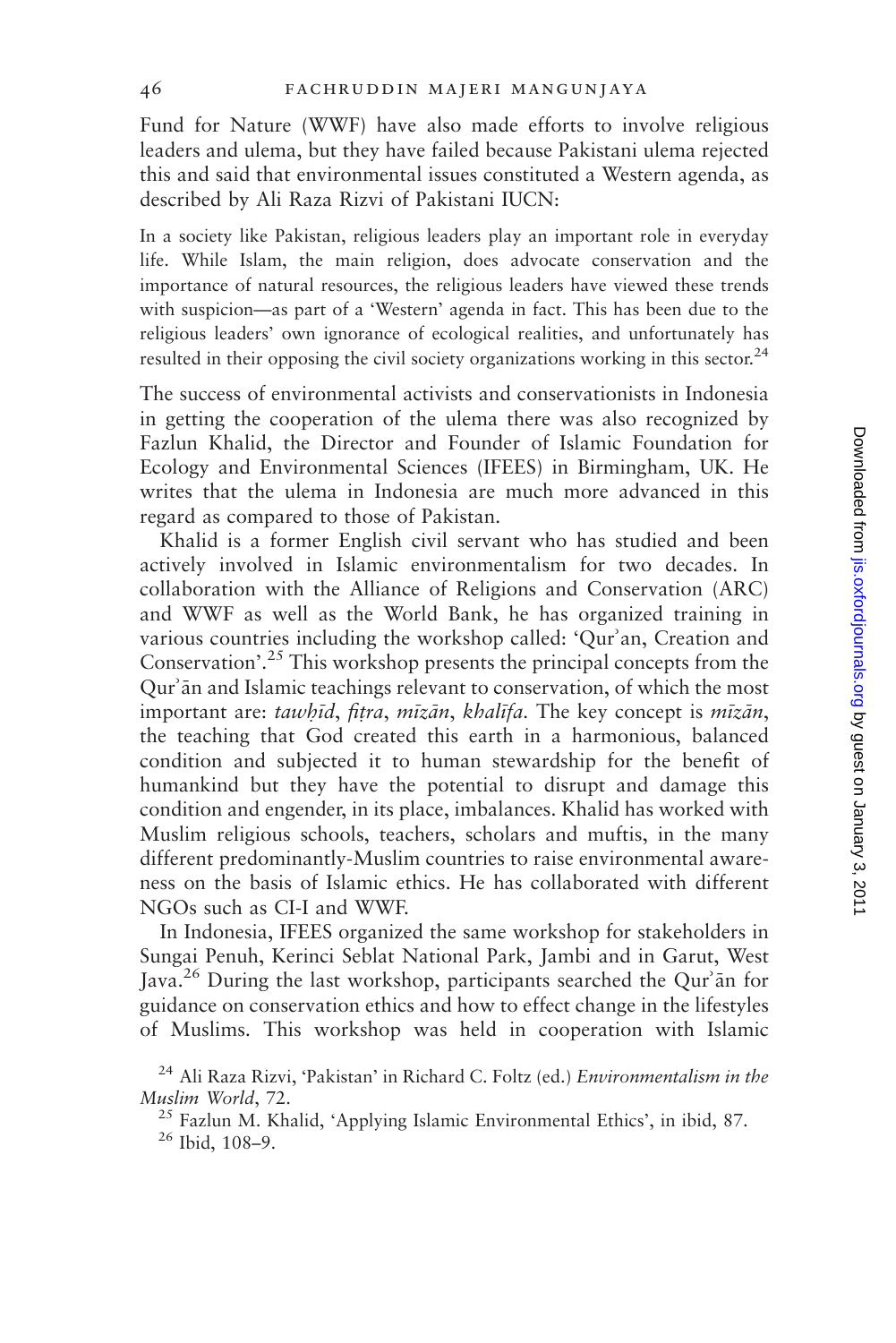Fund for Nature (WWF) have also made efforts to involve religious leaders and ulema, but they have failed because Pakistani ulema rejected this and said that environmental issues constituted a Western agenda, as described by Ali Raza Rizvi of Pakistani IUCN:

> In a society like Pakistan, religious leaders play an important role in everyday life. While Islam, the main religion, does advocate conservation and the importance of natural resources, the religious leaders have viewed these trends with suspicion—as part of a 'Western' agenda in fact. This has been due to the religious leaders' own ignorance of ecological realities, and unfortunately has resulted in their opposing the civil society organizations working in this sector.[24]

The success of environmental activists and conservationists in Indonesia in getting the cooperation of the ulema there was also recognized by Fazlun Khalid, the Director and Founder of Islamic Foundation for Ecology and Environmental Sciences (IFEES) in Birmingham, UK. He writes that the ulema in Indonesia are much more advanced in this regard as compared to those of Pakistan.

Khalid is a former English civil servant who has studied and been actively involved in Islamic environmentalism for two decades. In collaboration with the Alliance of Religions and Conservation (ARC) and WWF as well as the World Bank, he has organized training in various countries including the workshop called: 'Qurʾan, Creation and Conservation'.[25] This workshop presents the principal concepts from the Qurʾān and Islamic teachings relevant to conservation, of which the most important are: *tawḥīd*, *fiṭra*, *mīzān*, *khalīfa*. The key concept is *mīzān*, the teaching that God created this earth in a harmonious, balanced condition and subjected it to human stewardship for the benefit of humankind but they have the potential to disrupt and damage this condition and engender, in its place, imbalances. Khalid has worked with Muslim religious schools, teachers, scholars and muftis, in the many different predominantly-Muslim countries to raise environmental awareness on the basis of Islamic ethics. He has collaborated with different NGOs such as CI-I and WWF.

In Indonesia, IFEES organized the same workshop for stakeholders in Sungai Penuh, Kerinci Seblat National Park, Jambi and in Garut, West Java.[26] During the last workshop, participants searched the Qurʾān for guidance on conservation ethics and how to effect change in the lifestyles of Muslims. This workshop was held in cooperation with Islamic

[24] Ali Raza Rizvi, 'Pakistan' in Richard C. Foltz (ed.) *Environmentalism in the Muslim World*, 72.

[25] Fazlun M. Khalid, 'Applying Islamic Environmental Ethics', in ibid, 87.

[26] Ibid, 108–9.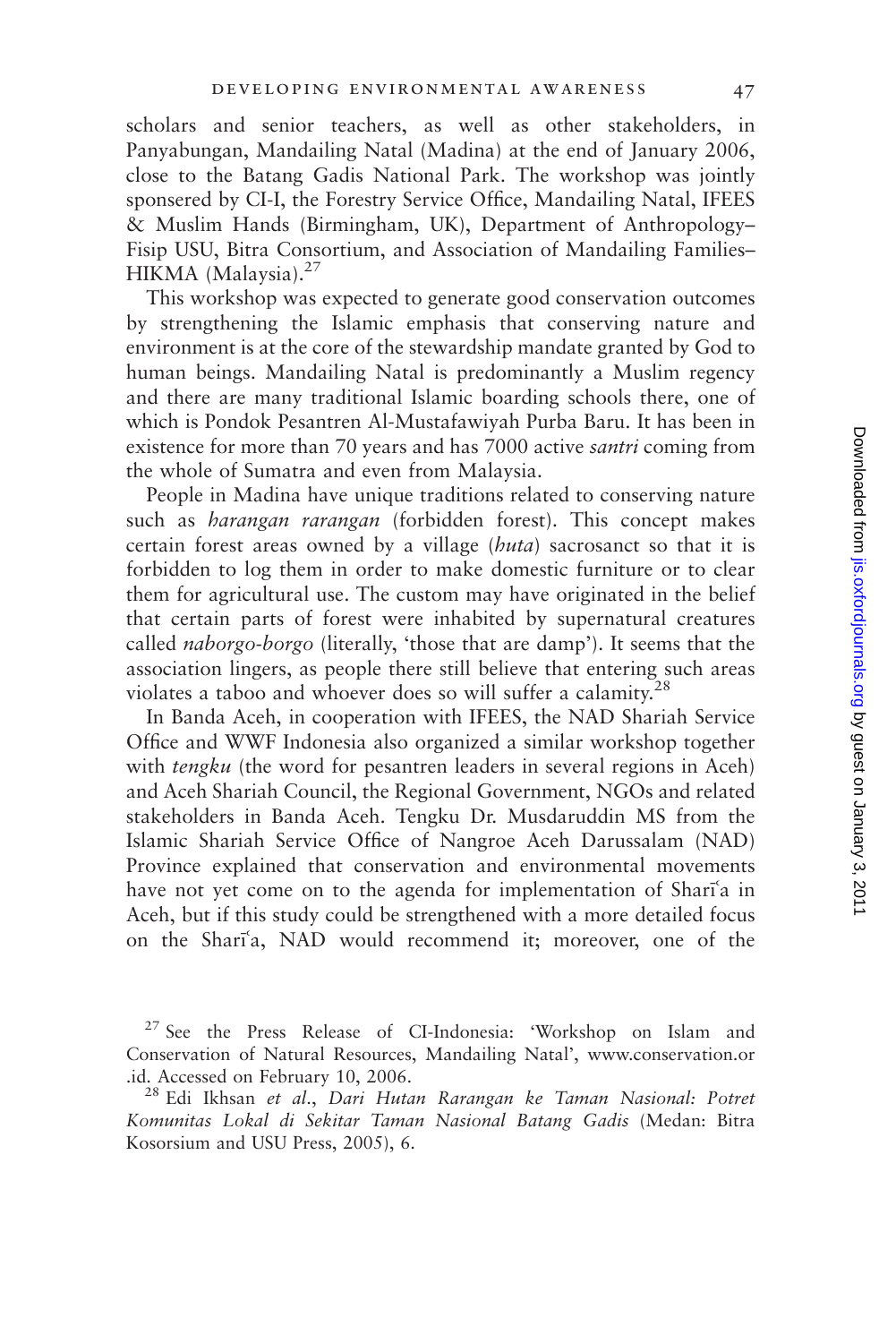scholars and senior teachers, as well as other stakeholders, in Panyabungan, Mandailing Natal (Madina) at the end of January 2006, close to the Batang Gadis National Park. The workshop was jointly sponsered by CI-I, the Forestry Service Office, Mandailing Natal, IFEES & Muslim Hands (Birmingham, UK), Department of Anthropology–Fisip USU, Bitra Consortium, and Association of Mandailing Families–HIKMA (Malaysia).[27]

This workshop was expected to generate good conservation outcomes by strengthening the Islamic emphasis that conserving nature and environment is at the core of the stewardship mandate granted by God to human beings. Mandailing Natal is predominantly a Muslim regency and there are many traditional Islamic boarding schools there, one of which is Pondok Pesantren Al-Mustafawiyah Purba Baru. It has been in existence for more than 70 years and has 7000 active *santri* coming from the whole of Sumatra and even from Malaysia.

People in Madina have unique traditions related to conserving nature such as *harangan rarangan* (forbidden forest). This concept makes certain forest areas owned by a village (*huta*) sacrosanct so that it is forbidden to log them in order to make domestic furniture or to clear them for agricultural use. The custom may have originated in the belief that certain parts of forest were inhabited by supernatural creatures called *naborgo-borgo* (literally, 'those that are damp'). It seems that the association lingers, as people there still believe that entering such areas violates a taboo and whoever does so will suffer a calamity.[28]

In Banda Aceh, in cooperation with IFEES, the NAD Shariah Service Office and WWF Indonesia also organized a similar workshop together with *tengku* (the word for pesantren leaders in several regions in Aceh) and Aceh Shariah Council, the Regional Government, NGOs and related stakeholders in Banda Aceh. Tengku Dr. Musdaruddin MS from the Islamic Shariah Service Office of Nangroe Aceh Darussalam (NAD) Province explained that conservation and environmental movements have not yet come on to the agenda for implementation of Sharīʿa in Aceh, but if this study could be strengthened with a more detailed focus on the Sharīʿa, NAD would recommend it; moreover, one of the

[27] See the Press Release of CI-Indonesia: 'Workshop on Islam and Conservation of Natural Resources, Mandailing Natal', www.conservation.or.id. Accessed on February 10, 2006.

[28] Edi Ikhsan *et al*., *Dari Hutan Rarangan ke Taman Nasional: Potret Komunitas Lokal di Sekitar Taman Nasional Batang Gadis* (Medan: Bitra Kosorsium and USU Press, 2005), 6.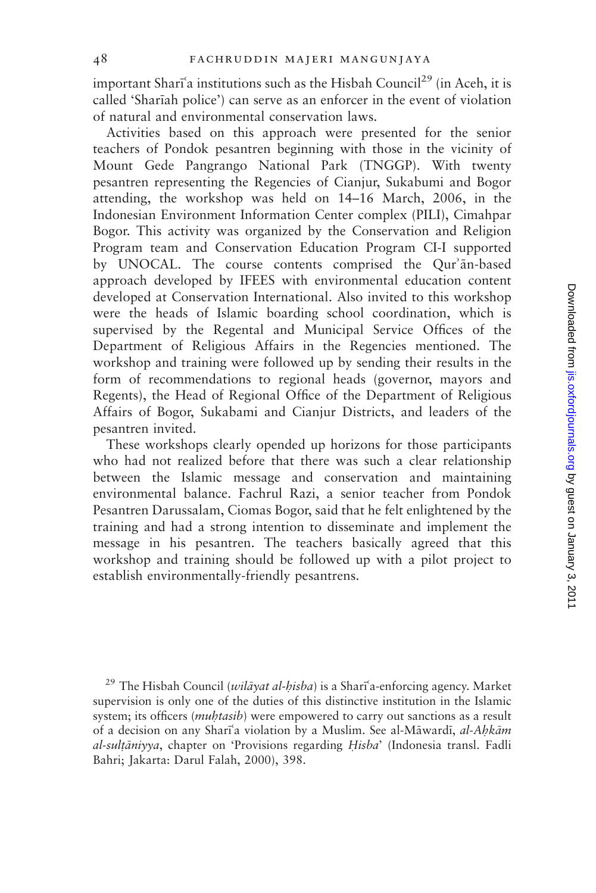important Sharīʿa institutions such as the Hisbah Council[29] (in Aceh, it is called 'Sharīah police') can serve as an enforcer in the event of violation of natural and environmental conservation laws.

Activities based on this approach were presented for the senior teachers of Pondok pesantren beginning with those in the vicinity of Mount Gede Pangrango National Park (TNGGP). With twenty pesantren representing the Regencies of Cianjur, Sukabumi and Bogor attending, the workshop was held on 14–16 March, 2006, in the Indonesian Environment Information Center complex (PILI), Cimahpar Bogor. This activity was organized by the Conservation and Religion Program team and Conservation Education Program CI-I supported by UNOCAL. The course contents comprised the Qurʾān-based approach developed by IFEES with environmental education content developed at Conservation International. Also invited to this workshop were the heads of Islamic boarding school coordination, which is supervised by the Regental and Municipal Service Offices of the Department of Religious Affairs in the Regencies mentioned. The workshop and training were followed up by sending their results in the form of recommendations to regional heads (governor, mayors and Regents), the Head of Regional Office of the Department of Religious Affairs of Bogor, Sukabami and Cianjur Districts, and leaders of the pesantren invited.

These workshops clearly opended up horizons for those participants who had not realized before that there was such a clear relationship between the Islamic message and conservation and maintaining environmental balance. Fachrul Razi, a senior teacher from Pondok Pesantren Darussalam, Ciomas Bogor, said that he felt enlightened by the training and had a strong intention to disseminate and implement the message in his pesantren. The teachers basically agreed that this workshop and training should be followed up with a pilot project to establish environmentally-friendly pesantrens.

[29] The Hisbah Council (*wilāyat al-ḥisba*) is a Sharīʿa-enforcing agency. Market supervision is only one of the duties of this distinctive institution in the Islamic system; its officers (*muḥtasib*) were empowered to carry out sanctions as a result of a decision on any Sharīʿa violation by a Muslim. See al-Māwardī, *al-Aḥkām al-sulṭāniyya*, chapter on 'Provisions regarding *Ḥisba*' (Indonesia transl. Fadli Bahri; Jakarta: Darul Falah, 2000), 398.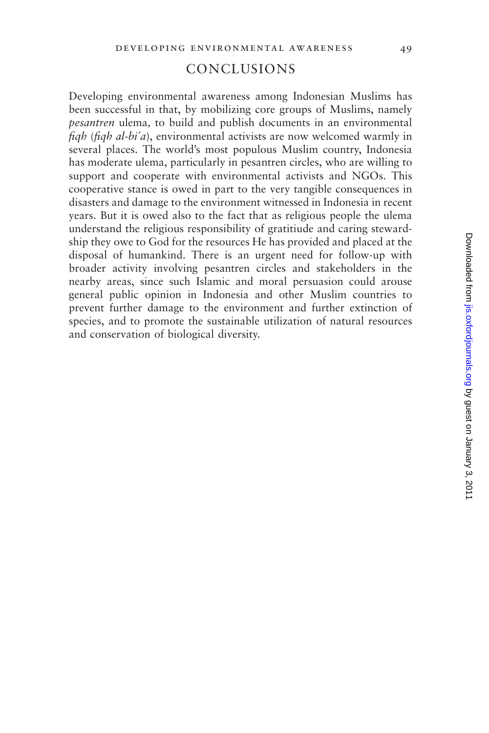## CONCLUSIONS

Developing environmental awareness among Indonesian Muslims has been successful in that, by mobilizing core groups of Muslims, namely *pesantren* ulema, to build and publish documents in an environmental *fiqh* (*fiqh al-biʾa*), environmental activists are now welcomed warmly in several places. The world's most populous Muslim country, Indonesia has moderate ulema, particularly in pesantren circles, who are willing to support and cooperate with environmental activists and NGOs. This cooperative stance is owed in part to the very tangible consequences in disasters and damage to the environment witnessed in Indonesia in recent years. But it is owed also to the fact that as religious people the ulema understand the religious responsibility of gratitiude and caring stewardship they owe to God for the resources He has provided and placed at the disposal of humankind. There is an urgent need for follow-up with broader activity involving pesantren circles and stakeholders in the nearby areas, since such Islamic and moral persuasion could arouse general public opinion in Indonesia and other Muslim countries to prevent further damage to the environment and further extinction of species, and to promote the sustainable utilization of natural resources and conservation of biological diversity.